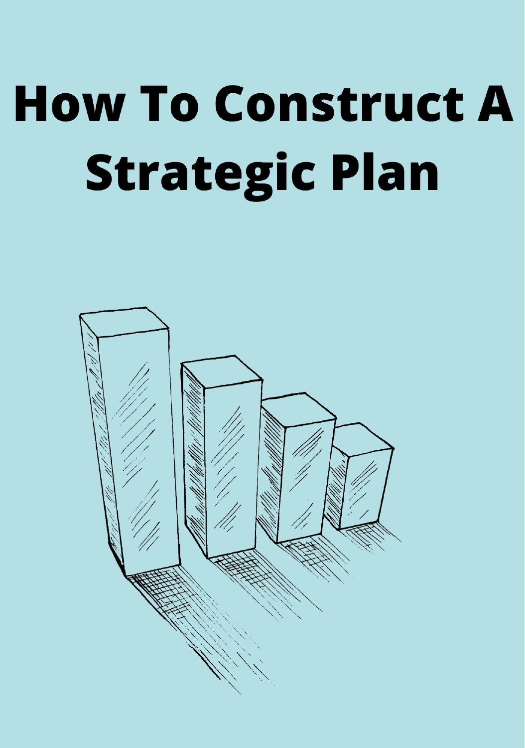# How To Construct A Strategic Plan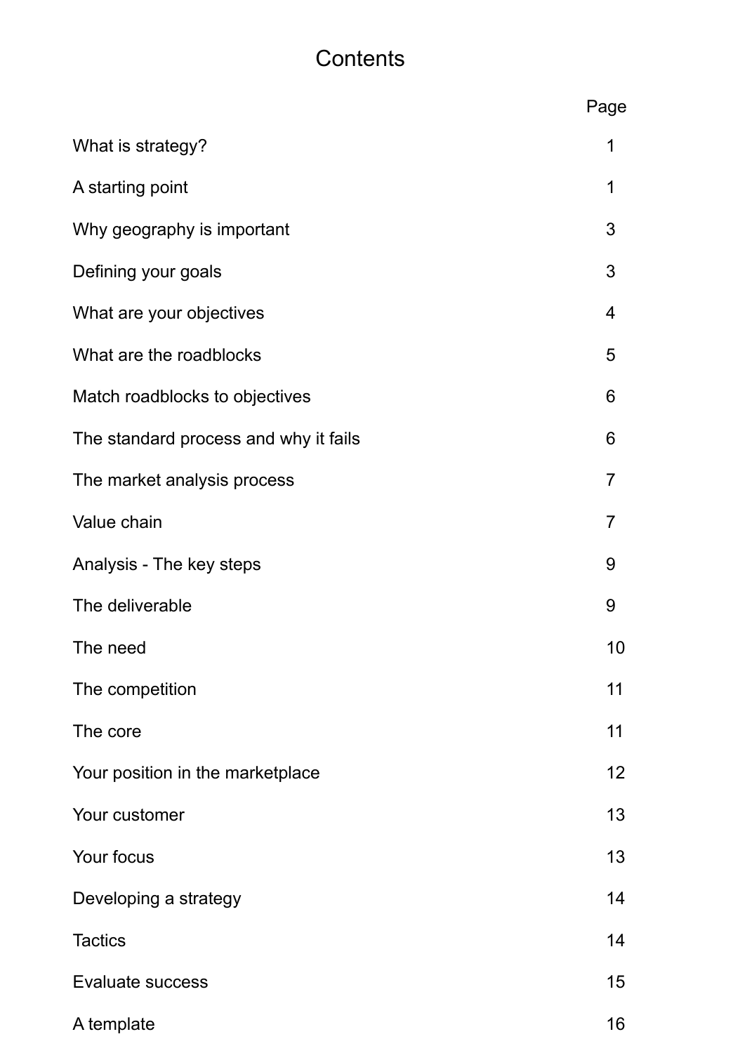# Contents

| | Page |
|---|---|
| What is strategy? | 1 |
| A starting point | 1 |
| Why geography is important | 3 |
| Defining your goals | 3 |
| What are your objectives | 4 |
| What are the roadblocks | 5 |
| Match roadblocks to objectives | 6 |
| The standard process and why it fails | 6 |
| The market analysis process | 7 |
| Value chain | 7 |
| Analysis - The key steps | 9 |
| The deliverable | 9 |
| The need | 10 |
| The competition | 11 |
| The core | 11 |
| Your position in the marketplace | 12 |
| Your customer | 13 |
| Your focus | 13 |
| Developing a strategy | 14 |
| Tactics | 14 |
| Evaluate success | 15 |
| A template | 16 |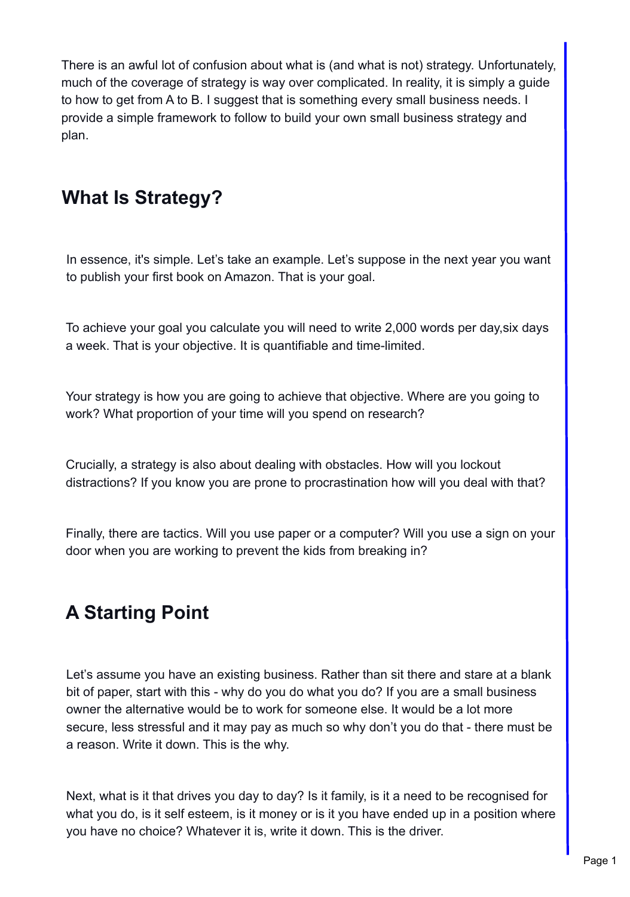There is an awful lot of confusion about what is (and what is not) strategy. Unfortunately, much of the coverage of strategy is way over complicated. In reality, it is simply a guide to how to get from A to B. I suggest that is something every small business needs. I provide a simple framework to follow to build your own small business strategy and plan.

## What Is Strategy?

In essence, it's simple. Let's take an example. Let's suppose in the next year you want to publish your first book on Amazon. That is your goal.

To achieve your goal you calculate you will need to write 2,000 words per day,six days a week. That is your objective. It is quantifiable and time-limited.

Your strategy is how you are going to achieve that objective. Where are you going to work? What proportion of your time will you spend on research?

Crucially, a strategy is also about dealing with obstacles. How will you lockout distractions? If you know you are prone to procrastination how will you deal with that?

Finally, there are tactics. Will you use paper or a computer? Will you use a sign on your door when you are working to prevent the kids from breaking in?

## A Starting Point

Let's assume you have an existing business. Rather than sit there and stare at a blank bit of paper, start with this - why do you do what you do? If you are a small business owner the alternative would be to work for someone else. It would be a lot more secure, less stressful and it may pay as much so why don't you do that - there must be a reason. Write it down. This is the why.

Next, what is it that drives you day to day? Is it family, is it a need to be recognised for what you do, is it self esteem, is it money or is it you have ended up in a position where you have no choice? Whatever it is, write it down. This is the driver.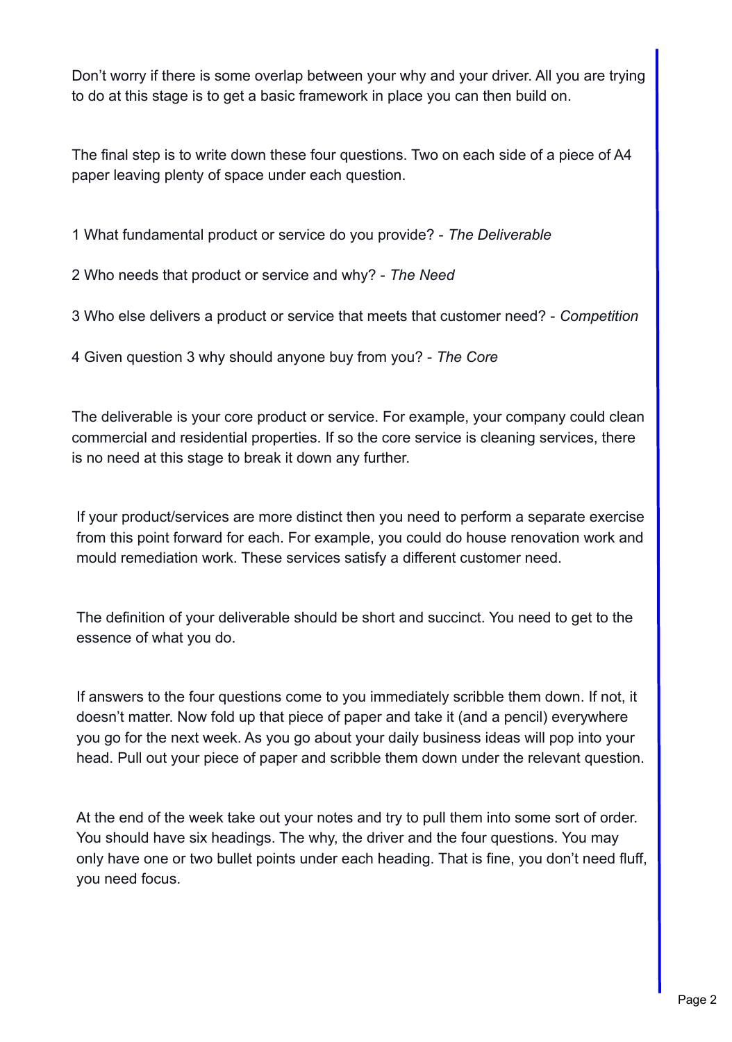Don’t worry if there is some overlap between your why and your driver. All you are trying to do at this stage is to get a basic framework in place you can then build on.

The final step is to write down these four questions. Two on each side of a piece of A4 paper leaving plenty of space under each question.

1 What fundamental product or service do you provide? - *The Deliverable*

2 Who needs that product or service and why? - *The Need*

3 Who else delivers a product or service that meets that customer need? - *Competition*

4 Given question 3 why should anyone buy from you? - *The Core*

The deliverable is your core product or service. For example, your company could clean commercial and residential properties. If so the core service is cleaning services, there is no need at this stage to break it down any further.

If your product/services are more distinct then you need to perform a separate exercise from this point forward for each. For example, you could do house renovation work and mould remediation work. These services satisfy a different customer need.

The definition of your deliverable should be short and succinct. You need to get to the essence of what you do.

If answers to the four questions come to you immediately scribble them down. If not, it doesn’t matter. Now fold up that piece of paper and take it (and a pencil) everywhere you go for the next week. As you go about your daily business ideas will pop into your head. Pull out your piece of paper and scribble them down under the relevant question.

At the end of the week take out your notes and try to pull them into some sort of order. You should have six headings. The why, the driver and the four questions. You may only have one or two bullet points under each heading. That is fine, you don’t need fluff, you need focus.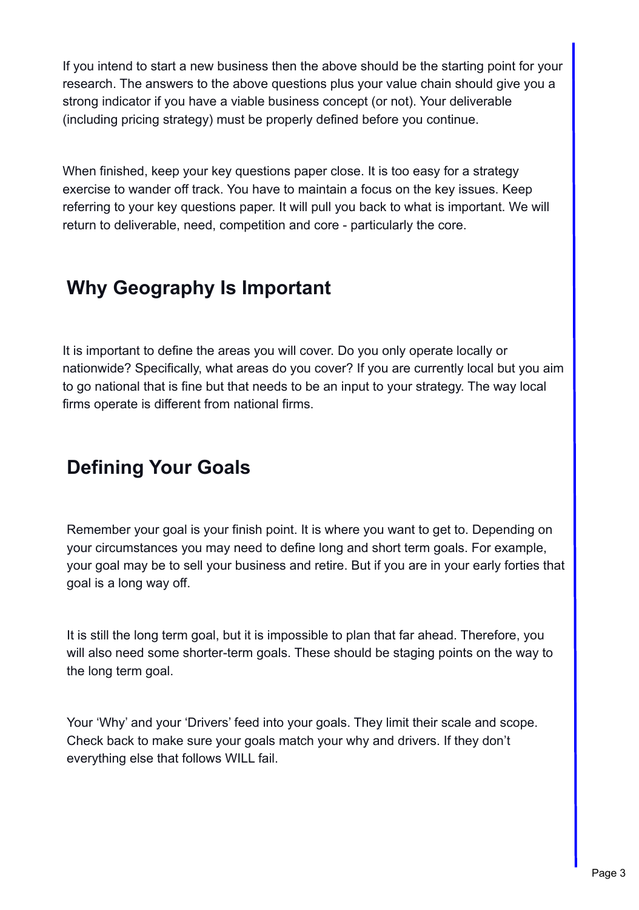If you intend to start a new business then the above should be the starting point for your research. The answers to the above questions plus your value chain should give you a strong indicator if you have a viable business concept (or not). Your deliverable (including pricing strategy) must be properly defined before you continue.

When finished, keep your key questions paper close. It is too easy for a strategy exercise to wander off track. You have to maintain a focus on the key issues. Keep referring to your key questions paper. It will pull you back to what is important. We will return to deliverable, need, competition and core - particularly the core.

## Why Geography Is Important

It is important to define the areas you will cover. Do you only operate locally or nationwide? Specifically, what areas do you cover? If you are currently local but you aim to go national that is fine but that needs to be an input to your strategy. The way local firms operate is different from national firms.

## Defining Your Goals

Remember your goal is your finish point. It is where you want to get to. Depending on your circumstances you may need to define long and short term goals. For example, your goal may be to sell your business and retire. But if you are in your early forties that goal is a long way off.

It is still the long term goal, but it is impossible to plan that far ahead. Therefore, you will also need some shorter-term goals. These should be staging points on the way to the long term goal.

Your 'Why' and your 'Drivers' feed into your goals. They limit their scale and scope. Check back to make sure your goals match your why and drivers. If they don't everything else that follows WILL fail.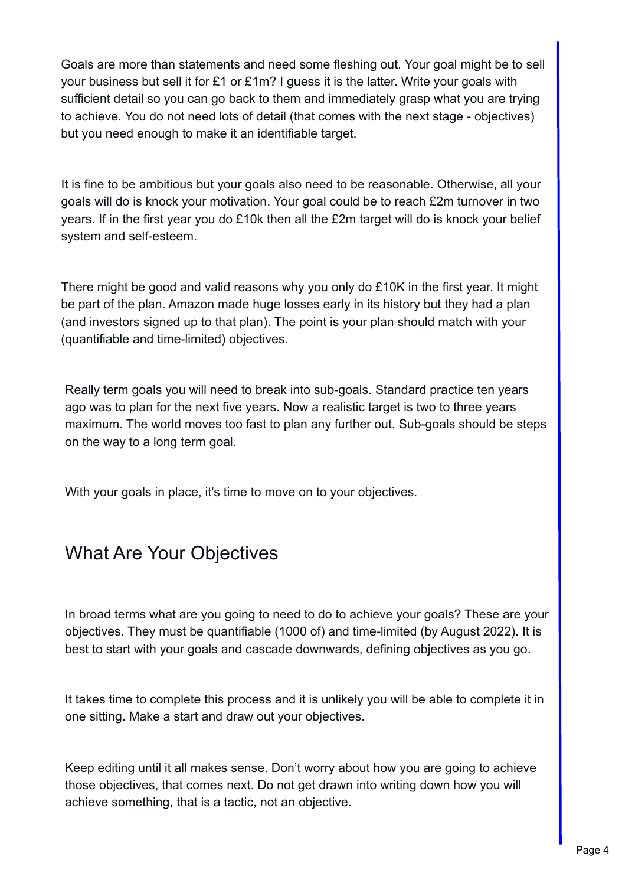Goals are more than statements and need some fleshing out. Your goal might be to sell your business but sell it for £1 or £1m? I guess it is the latter. Write your goals with sufficient detail so you can go back to them and immediately grasp what you are trying to achieve. You do not need lots of detail (that comes with the next stage - objectives) but you need enough to make it an identifiable target.

It is fine to be ambitious but your goals also need to be reasonable. Otherwise, all your goals will do is knock your motivation. Your goal could be to reach £2m turnover in two years. If in the first year you do £10k then all the £2m target will do is knock your belief system and self-esteem.

There might be good and valid reasons why you only do £10K in the first year. It might be part of the plan. Amazon made huge losses early in its history but they had a plan (and investors signed up to that plan). The point is your plan should match with your (quantifiable and time-limited) objectives.

Really term goals you will need to break into sub-goals. Standard practice ten years ago was to plan for the next five years. Now a realistic target is two to three years maximum. The world moves too fast to plan any further out. Sub-goals should be steps on the way to a long term goal.

With your goals in place, it's time to move on to your objectives.

## What Are Your Objectives

In broad terms what are you going to need to do to achieve your goals? These are your objectives. They must be quantifiable (1000 of) and time-limited (by August 2022). It is best to start with your goals and cascade downwards, defining objectives as you go.

It takes time to complete this process and it is unlikely you will be able to complete it in one sitting. Make a start and draw out your objectives.

Keep editing until it all makes sense. Don't worry about how you are going to achieve those objectives, that comes next. Do not get drawn into writing down how you will achieve something, that is a tactic, not an objective.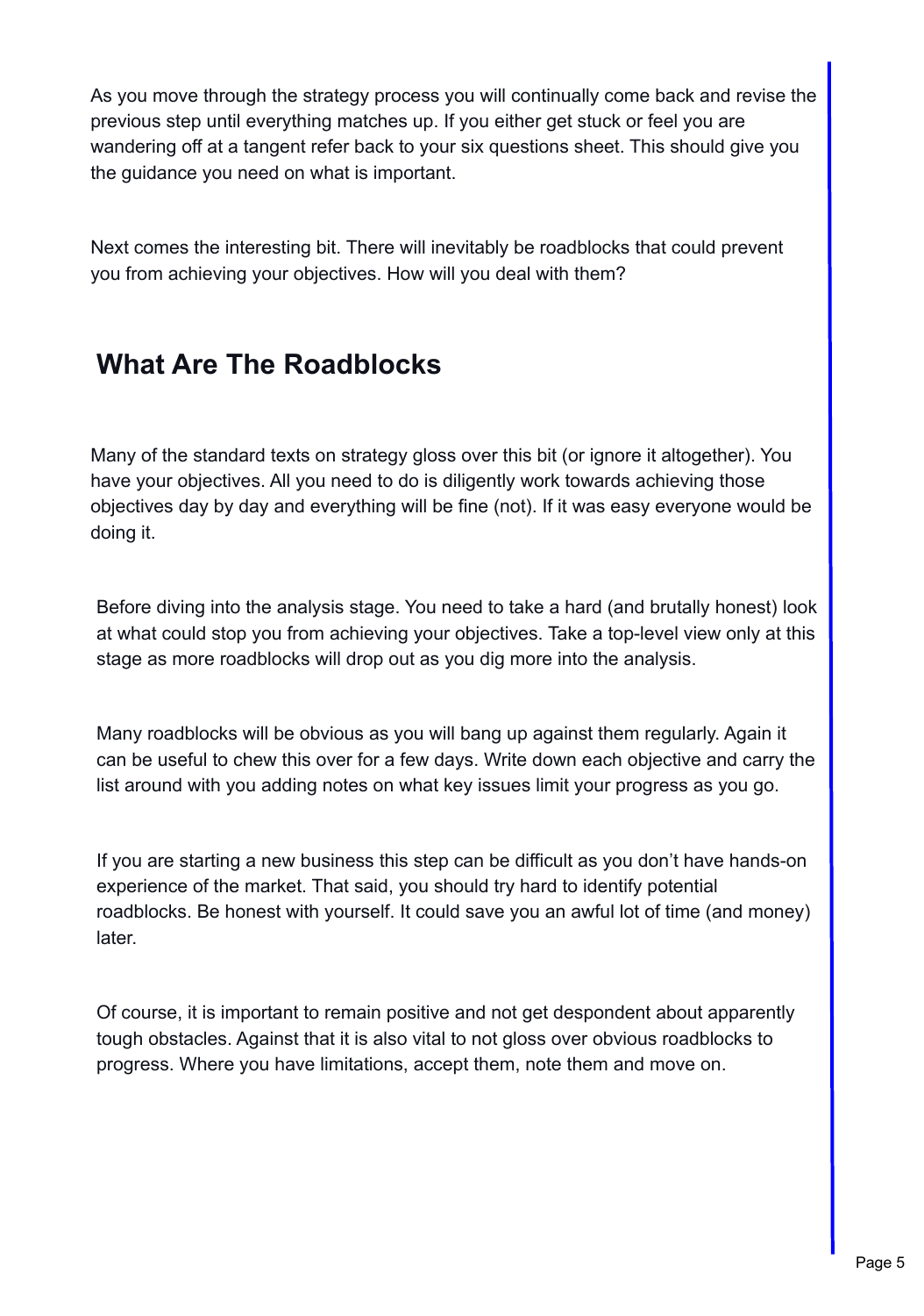As you move through the strategy process you will continually come back and revise the previous step until everything matches up. If you either get stuck or feel you are wandering off at a tangent refer back to your six questions sheet. This should give you the guidance you need on what is important.

Next comes the interesting bit. There will inevitably be roadblocks that could prevent you from achieving your objectives. How will you deal with them?

## What Are The Roadblocks

Many of the standard texts on strategy gloss over this bit (or ignore it altogether). You have your objectives. All you need to do is diligently work towards achieving those objectives day by day and everything will be fine (not). If it was easy everyone would be doing it.

Before diving into the analysis stage. You need to take a hard (and brutally honest) look at what could stop you from achieving your objectives. Take a top-level view only at this stage as more roadblocks will drop out as you dig more into the analysis.

Many roadblocks will be obvious as you will bang up against them regularly. Again it can be useful to chew this over for a few days. Write down each objective and carry the list around with you adding notes on what key issues limit your progress as you go.

If you are starting a new business this step can be difficult as you don't have hands-on experience of the market. That said, you should try hard to identify potential roadblocks. Be honest with yourself. It could save you an awful lot of time (and money) later.

Of course, it is important to remain positive and not get despondent about apparently tough obstacles. Against that it is also vital to not gloss over obvious roadblocks to progress. Where you have limitations, accept them, note them and move on.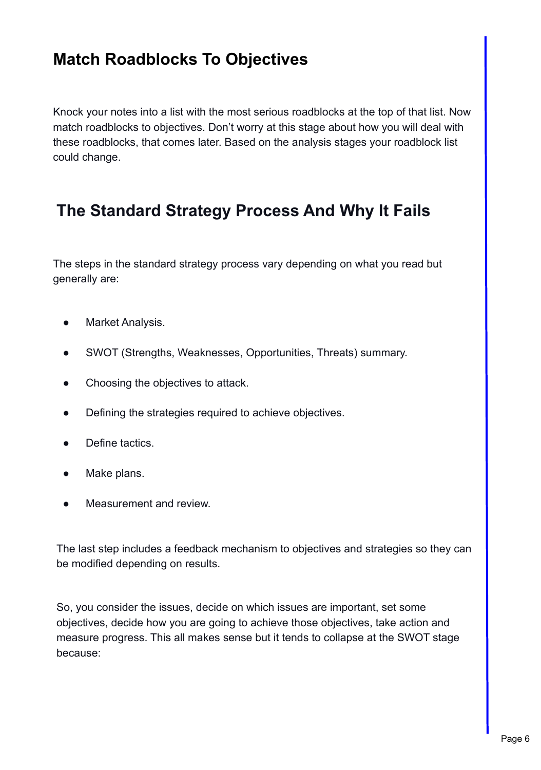## Match Roadblocks To Objectives

Knock your notes into a list with the most serious roadblocks at the top of that list. Now match roadblocks to objectives. Don't worry at this stage about how you will deal with these roadblocks, that comes later. Based on the analysis stages your roadblock list could change.

## The Standard Strategy Process And Why It Fails

The steps in the standard strategy process vary depending on what you read but generally are:

- Market Analysis.
- SWOT (Strengths, Weaknesses, Opportunities, Threats) summary.
- Choosing the objectives to attack.
- Defining the strategies required to achieve objectives.
- Define tactics.
- Make plans.
- Measurement and review.

The last step includes a feedback mechanism to objectives and strategies so they can be modified depending on results.

So, you consider the issues, decide on which issues are important, set some objectives, decide how you are going to achieve those objectives, take action and measure progress. This all makes sense but it tends to collapse at the SWOT stage because: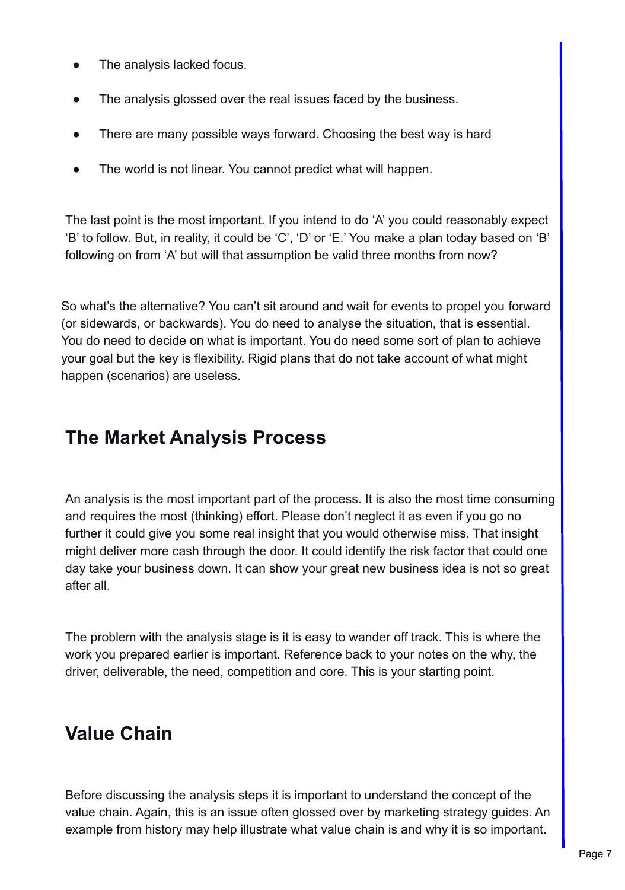- The analysis lacked focus.
- The analysis glossed over the real issues faced by the business.
- There are many possible ways forward. Choosing the best way is hard
- The world is not linear. You cannot predict what will happen.

The last point is the most important. If you intend to do 'A' you could reasonably expect 'B' to follow. But, in reality, it could be 'C', 'D' or 'E.' You make a plan today based on 'B' following on from 'A' but will that assumption be valid three months from now?

So what's the alternative? You can't sit around and wait for events to propel you forward (or sidewards, or backwards). You do need to analyse the situation, that is essential. You do need to decide on what is important. You do need some sort of plan to achieve your goal but the key is flexibility. Rigid plans that do not take account of what might happen (scenarios) are useless.

## The Market Analysis Process

An analysis is the most important part of the process. It is also the most time consuming and requires the most (thinking) effort. Please don't neglect it as even if you go no further it could give you some real insight that you would otherwise miss. That insight might deliver more cash through the door. It could identify the risk factor that could one day take your business down. It can show your great new business idea is not so great after all.

The problem with the analysis stage is it is easy to wander off track. This is where the work you prepared earlier is important. Reference back to your notes on the why, the driver, deliverable, the need, competition and core. This is your starting point.

## Value Chain

Before discussing the analysis steps it is important to understand the concept of the value chain. Again, this is an issue often glossed over by marketing strategy guides. An example from history may help illustrate what value chain is and why it is so important.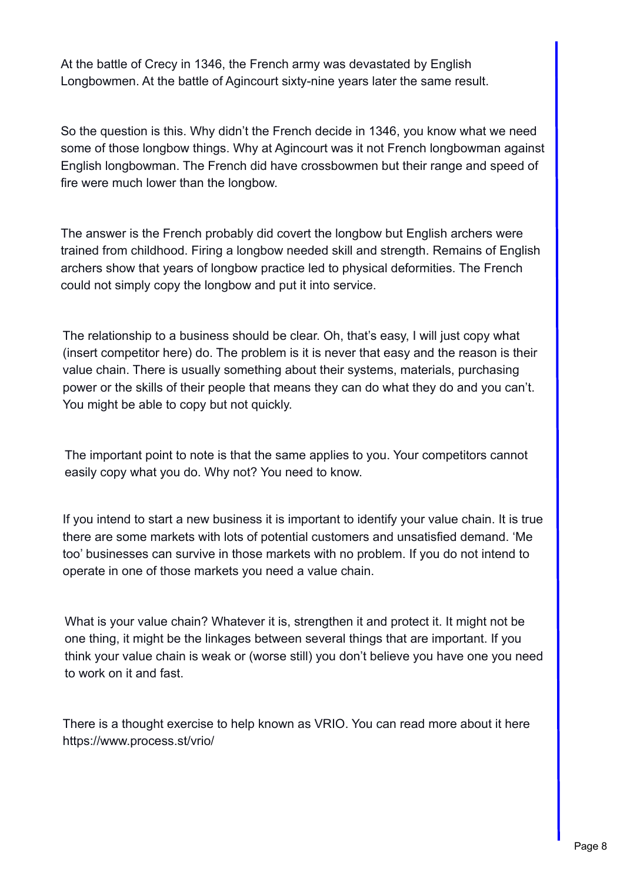At the battle of Crecy in 1346, the French army was devastated by English Longbowmen. At the battle of Agincourt sixty-nine years later the same result.

So the question is this. Why didn't the French decide in 1346, you know what we need some of those longbow things. Why at Agincourt was it not French longbowman against English longbowman. The French did have crossbowmen but their range and speed of fire were much lower than the longbow.

The answer is the French probably did covert the longbow but English archers were trained from childhood. Firing a longbow needed skill and strength. Remains of English archers show that years of longbow practice led to physical deformities. The French could not simply copy the longbow and put it into service.

The relationship to a business should be clear. Oh, that's easy, I will just copy what (insert competitor here) do. The problem is it is never that easy and the reason is their value chain. There is usually something about their systems, materials, purchasing power or the skills of their people that means they can do what they do and you can't. You might be able to copy but not quickly.

The important point to note is that the same applies to you. Your competitors cannot easily copy what you do. Why not? You need to know.

If you intend to start a new business it is important to identify your value chain. It is true there are some markets with lots of potential customers and unsatisfied demand. 'Me too' businesses can survive in those markets with no problem. If you do not intend to operate in one of those markets you need a value chain.

What is your value chain? Whatever it is, strengthen it and protect it. It might not be one thing, it might be the linkages between several things that are important. If you think your value chain is weak or (worse still) you don't believe you have one you need to work on it and fast.

There is a thought exercise to help known as VRIO. You can read more about it here https://www.process.st/vrio/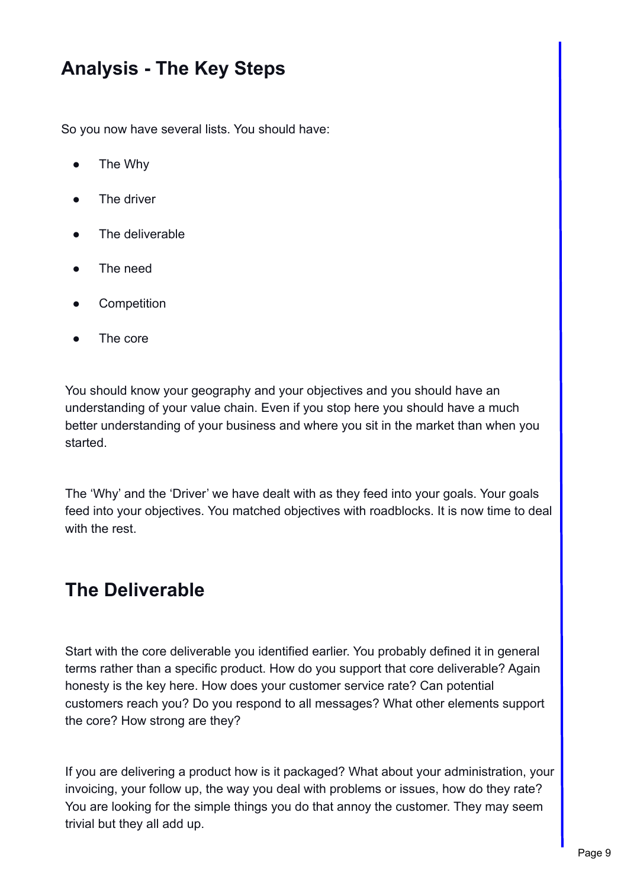## Analysis - The Key Steps

So you now have several lists. You should have:

- The Why
- The driver
- The deliverable
- The need
- Competition
- The core

You should know your geography and your objectives and you should have an understanding of your value chain. Even if you stop here you should have a much better understanding of your business and where you sit in the market than when you started.

The 'Why' and the 'Driver' we have dealt with as they feed into your goals. Your goals feed into your objectives. You matched objectives with roadblocks. It is now time to deal with the rest.

## The Deliverable

Start with the core deliverable you identified earlier. You probably defined it in general terms rather than a specific product. How do you support that core deliverable? Again honesty is the key here. How does your customer service rate? Can potential customers reach you? Do you respond to all messages? What other elements support the core? How strong are they?

If you are delivering a product how is it packaged? What about your administration, your invoicing, your follow up, the way you deal with problems or issues, how do they rate? You are looking for the simple things you do that annoy the customer. They may seem trivial but they all add up.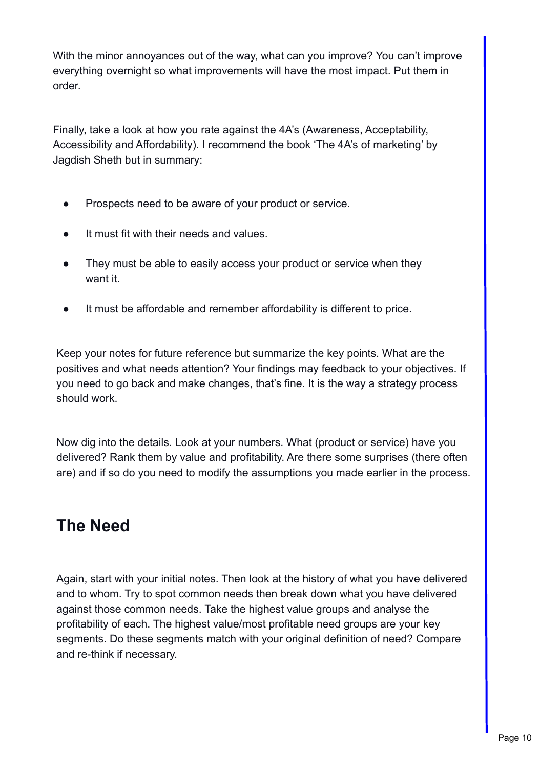With the minor annoyances out of the way, what can you improve? You can't improve everything overnight so what improvements will have the most impact. Put them in order.

Finally, take a look at how you rate against the 4A's (Awareness, Acceptability, Accessibility and Affordability). I recommend the book 'The 4A's of marketing' by Jagdish Sheth but in summary:

- Prospects need to be aware of your product or service.
- It must fit with their needs and values.
- They must be able to easily access your product or service when they want it.
- It must be affordable and remember affordability is different to price.

Keep your notes for future reference but summarize the key points. What are the positives and what needs attention? Your findings may feedback to your objectives. If you need to go back and make changes, that's fine. It is the way a strategy process should work.

Now dig into the details. Look at your numbers. What (product or service) have you delivered? Rank them by value and profitability. Are there some surprises (there often are) and if so do you need to modify the assumptions you made earlier in the process.

## The Need

Again, start with your initial notes. Then look at the history of what you have delivered and to whom. Try to spot common needs then break down what you have delivered against those common needs. Take the highest value groups and analyse the profitability of each. The highest value/most profitable need groups are your key segments. Do these segments match with your original definition of need? Compare and re-think if necessary.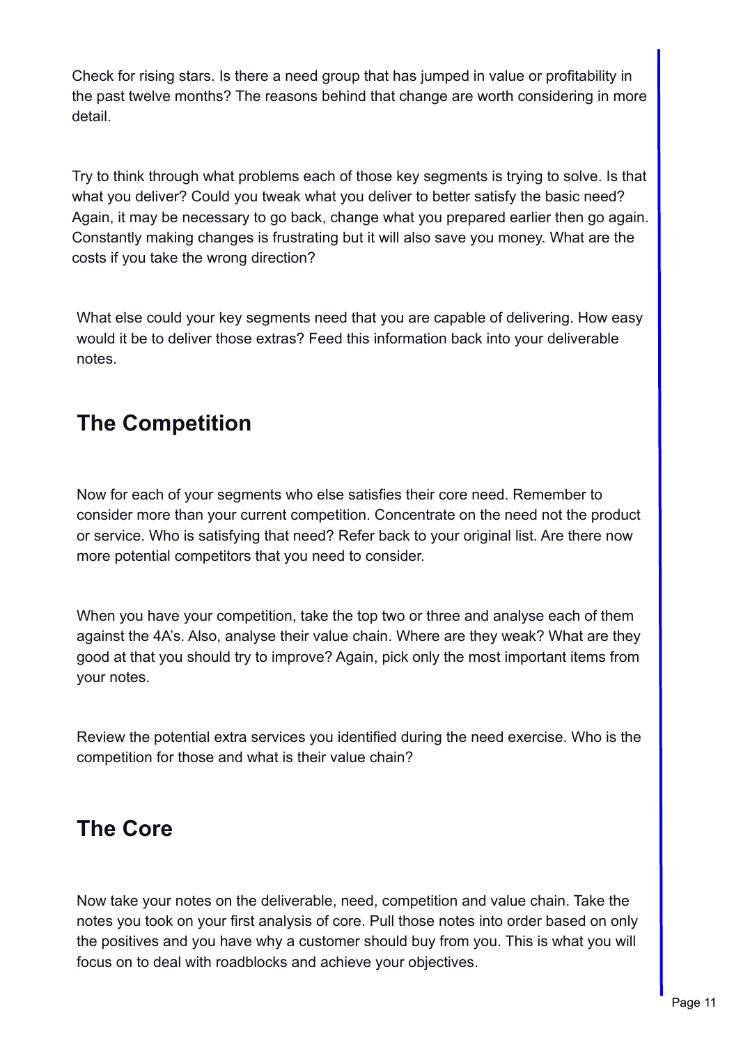Check for rising stars. Is there a need group that has jumped in value or profitability in the past twelve months? The reasons behind that change are worth considering in more detail.

Try to think through what problems each of those key segments is trying to solve. Is that what you deliver? Could you tweak what you deliver to better satisfy the basic need? Again, it may be necessary to go back, change what you prepared earlier then go again. Constantly making changes is frustrating but it will also save you money. What are the costs if you take the wrong direction?

What else could your key segments need that you are capable of delivering. How easy would it be to deliver those extras? Feed this information back into your deliverable notes.

## The Competition

Now for each of your segments who else satisfies their core need. Remember to consider more than your current competition. Concentrate on the need not the product or service. Who is satisfying that need? Refer back to your original list. Are there now more potential competitors that you need to consider.

When you have your competition, take the top two or three and analyse each of them against the 4A's. Also, analyse their value chain. Where are they weak? What are they good at that you should try to improve? Again, pick only the most important items from your notes.

Review the potential extra services you identified during the need exercise. Who is the competition for those and what is their value chain?

## The Core

Now take your notes on the deliverable, need, competition and value chain. Take the notes you took on your first analysis of core. Pull those notes into order based on only the positives and you have why a customer should buy from you. This is what you will focus on to deal with roadblocks and achieve your objectives.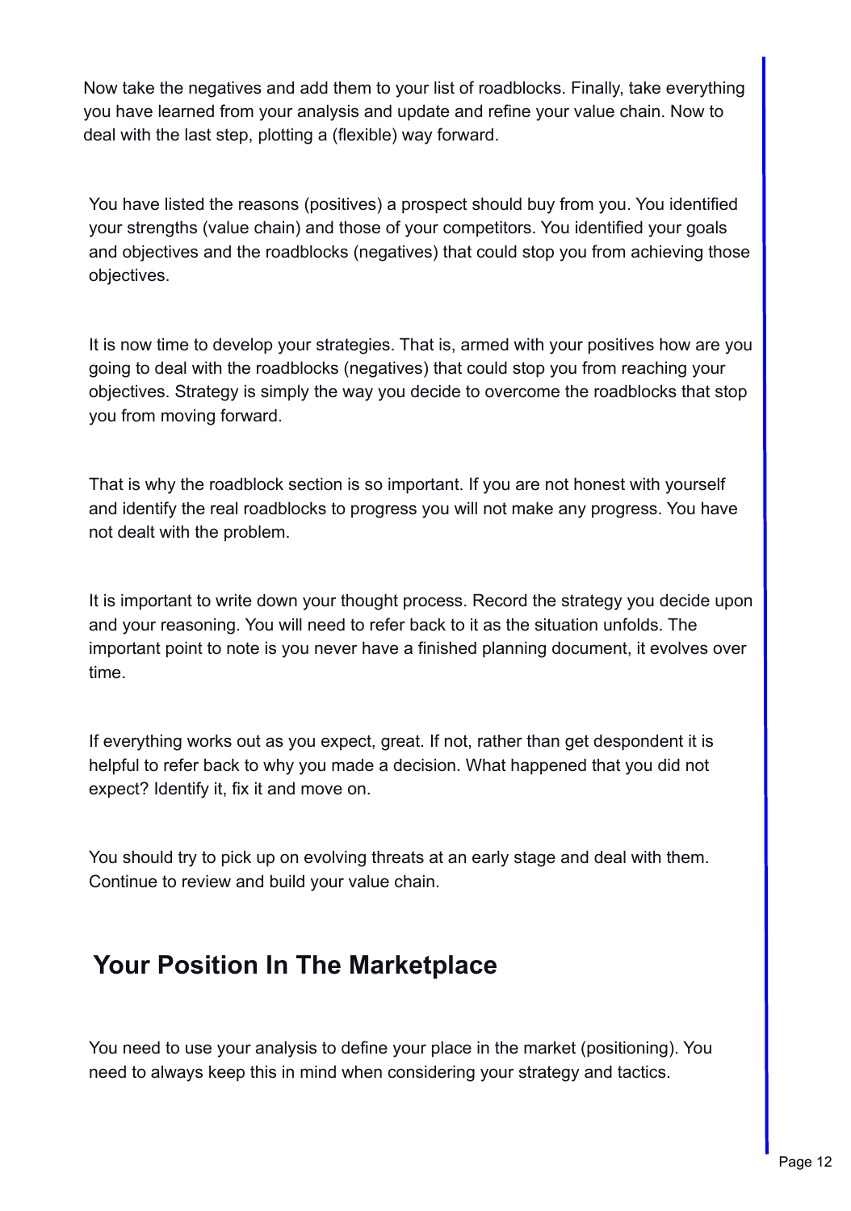Now take the negatives and add them to your list of roadblocks. Finally, take everything you have learned from your analysis and update and refine your value chain. Now to deal with the last step, plotting a (flexible) way forward.

You have listed the reasons (positives) a prospect should buy from you. You identified your strengths (value chain) and those of your competitors. You identified your goals and objectives and the roadblocks (negatives) that could stop you from achieving those objectives.

It is now time to develop your strategies. That is, armed with your positives how are you going to deal with the roadblocks (negatives) that could stop you from reaching your objectives. Strategy is simply the way you decide to overcome the roadblocks that stop you from moving forward.

That is why the roadblock section is so important. If you are not honest with yourself and identify the real roadblocks to progress you will not make any progress. You have not dealt with the problem.

It is important to write down your thought process. Record the strategy you decide upon and your reasoning. You will need to refer back to it as the situation unfolds. The important point to note is you never have a finished planning document, it evolves over time.

If everything works out as you expect, great. If not, rather than get despondent it is helpful to refer back to why you made a decision. What happened that you did not expect? Identify it, fix it and move on.

You should try to pick up on evolving threats at an early stage and deal with them. Continue to review and build your value chain.

## Your Position In The Marketplace

You need to use your analysis to define your place in the market (positioning). You need to always keep this in mind when considering your strategy and tactics.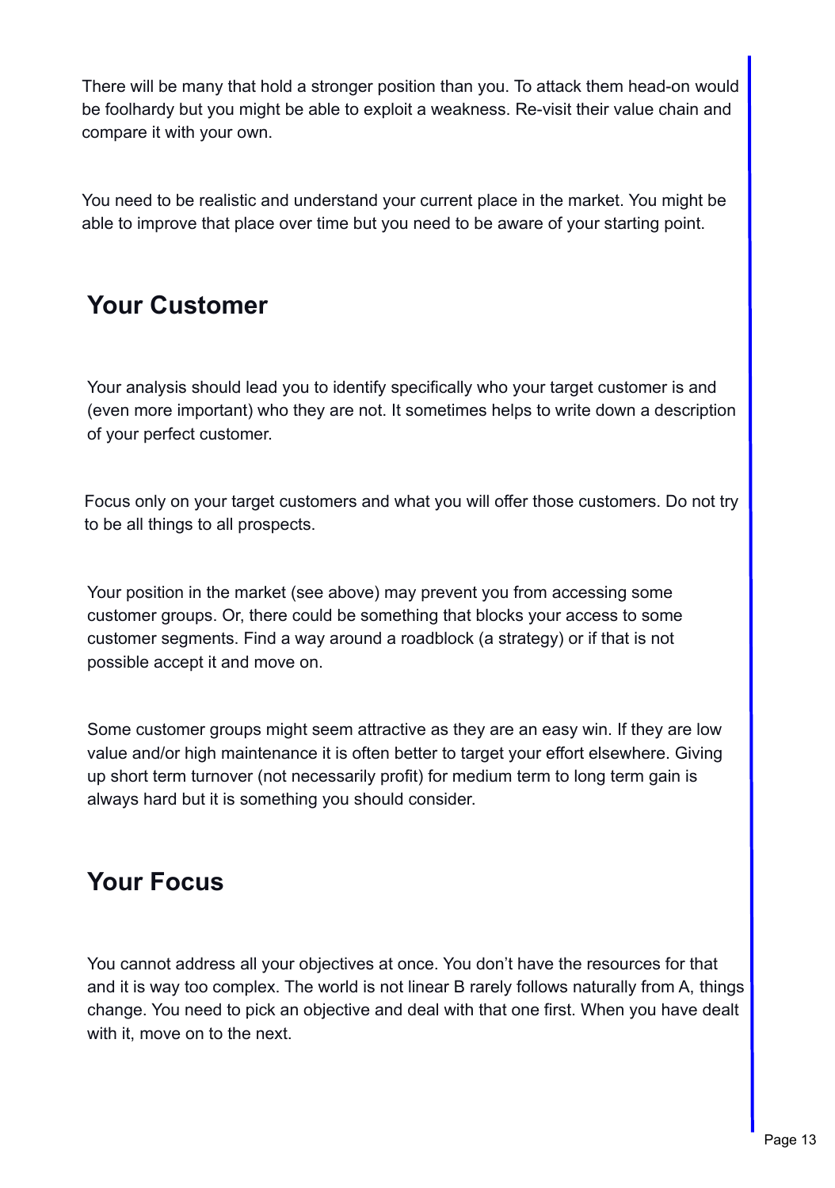There will be many that hold a stronger position than you. To attack them head-on would be foolhardy but you might be able to exploit a weakness. Re-visit their value chain and compare it with your own.

You need to be realistic and understand your current place in the market. You might be able to improve that place over time but you need to be aware of your starting point.

## Your Customer

Your analysis should lead you to identify specifically who your target customer is and (even more important) who they are not. It sometimes helps to write down a description of your perfect customer.

Focus only on your target customers and what you will offer those customers. Do not try to be all things to all prospects.

Your position in the market (see above) may prevent you from accessing some customer groups. Or, there could be something that blocks your access to some customer segments. Find a way around a roadblock (a strategy) or if that is not possible accept it and move on.

Some customer groups might seem attractive as they are an easy win. If they are low value and/or high maintenance it is often better to target your effort elsewhere. Giving up short term turnover (not necessarily profit) for medium term to long term gain is always hard but it is something you should consider.

## Your Focus

You cannot address all your objectives at once. You don't have the resources for that and it is way too complex. The world is not linear B rarely follows naturally from A, things change. You need to pick an objective and deal with that one first. When you have dealt with it, move on to the next.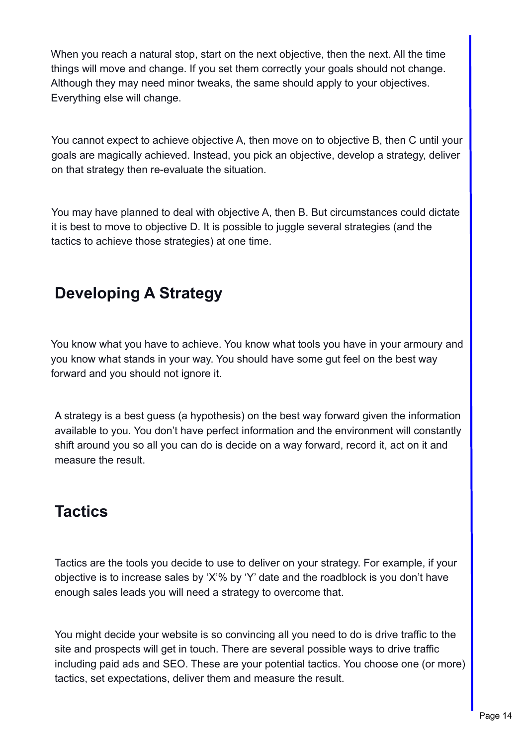When you reach a natural stop, start on the next objective, then the next. All the time things will move and change. If you set them correctly your goals should not change. Although they may need minor tweaks, the same should apply to your objectives. Everything else will change.

You cannot expect to achieve objective A, then move on to objective B, then C until your goals are magically achieved. Instead, you pick an objective, develop a strategy, deliver on that strategy then re-evaluate the situation.

You may have planned to deal with objective A, then B. But circumstances could dictate it is best to move to objective D. It is possible to juggle several strategies (and the tactics to achieve those strategies) at one time.

## Developing A Strategy

You know what you have to achieve. You know what tools you have in your armoury and you know what stands in your way. You should have some gut feel on the best way forward and you should not ignore it.

A strategy is a best guess (a hypothesis) on the best way forward given the information available to you. You don't have perfect information and the environment will constantly shift around you so all you can do is decide on a way forward, record it, act on it and measure the result.

## Tactics

Tactics are the tools you decide to use to deliver on your strategy. For example, if your objective is to increase sales by 'X'% by 'Y' date and the roadblock is you don't have enough sales leads you will need a strategy to overcome that.

You might decide your website is so convincing all you need to do is drive traffic to the site and prospects will get in touch. There are several possible ways to drive traffic including paid ads and SEO. These are your potential tactics. You choose one (or more) tactics, set expectations, deliver them and measure the result.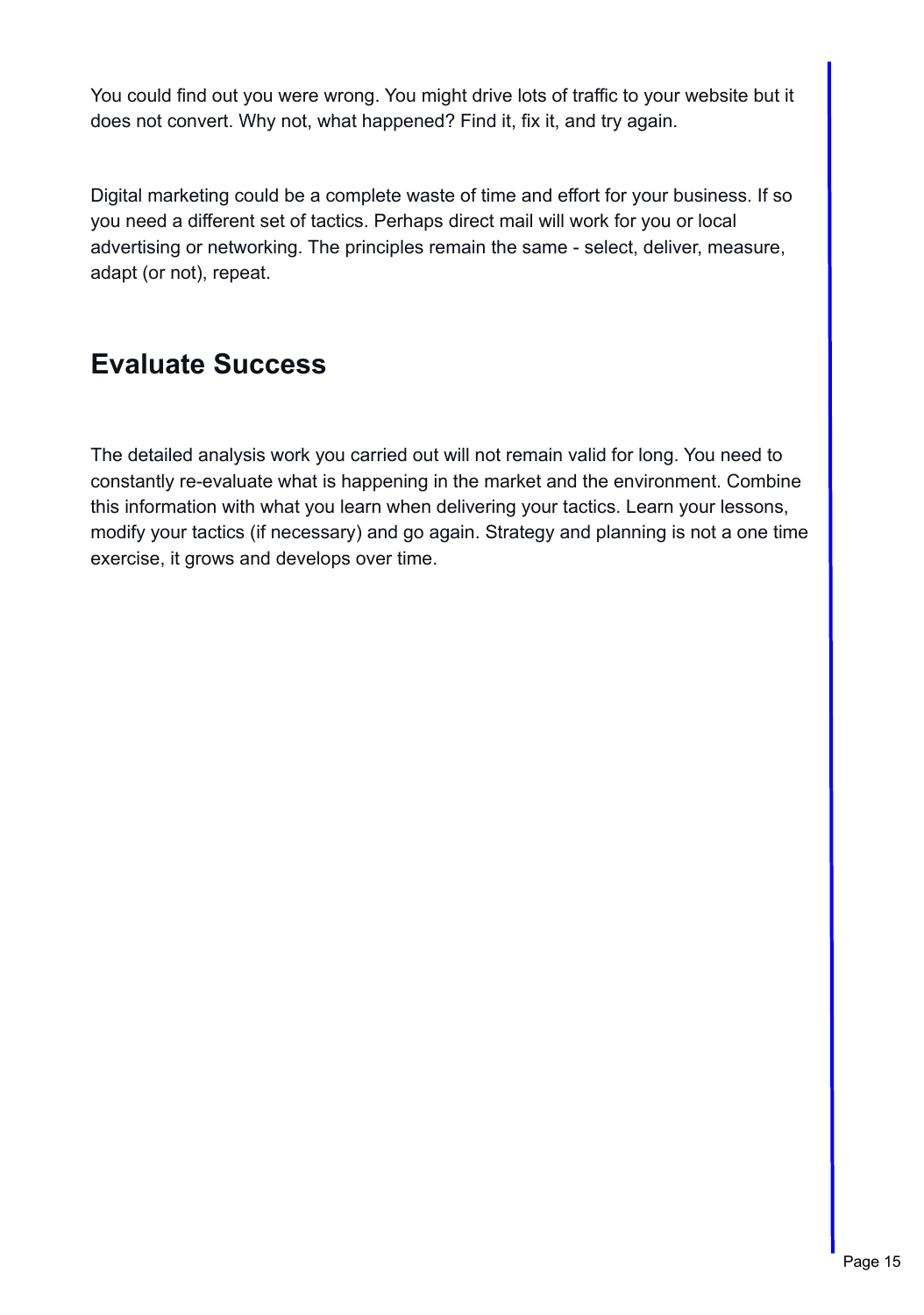You could find out you were wrong. You might drive lots of traffic to your website but it does not convert. Why not, what happened? Find it, fix it, and try again.

Digital marketing could be a complete waste of time and effort for your business. If so you need a different set of tactics. Perhaps direct mail will work for you or local advertising or networking. The principles remain the same - select, deliver, measure, adapt (or not), repeat.

## Evaluate Success

The detailed analysis work you carried out will not remain valid for long. You need to constantly re-evaluate what is happening in the market and the environment. Combine this information with what you learn when delivering your tactics. Learn your lessons, modify your tactics (if necessary) and go again. Strategy and planning is not a one time exercise, it grows and develops over time.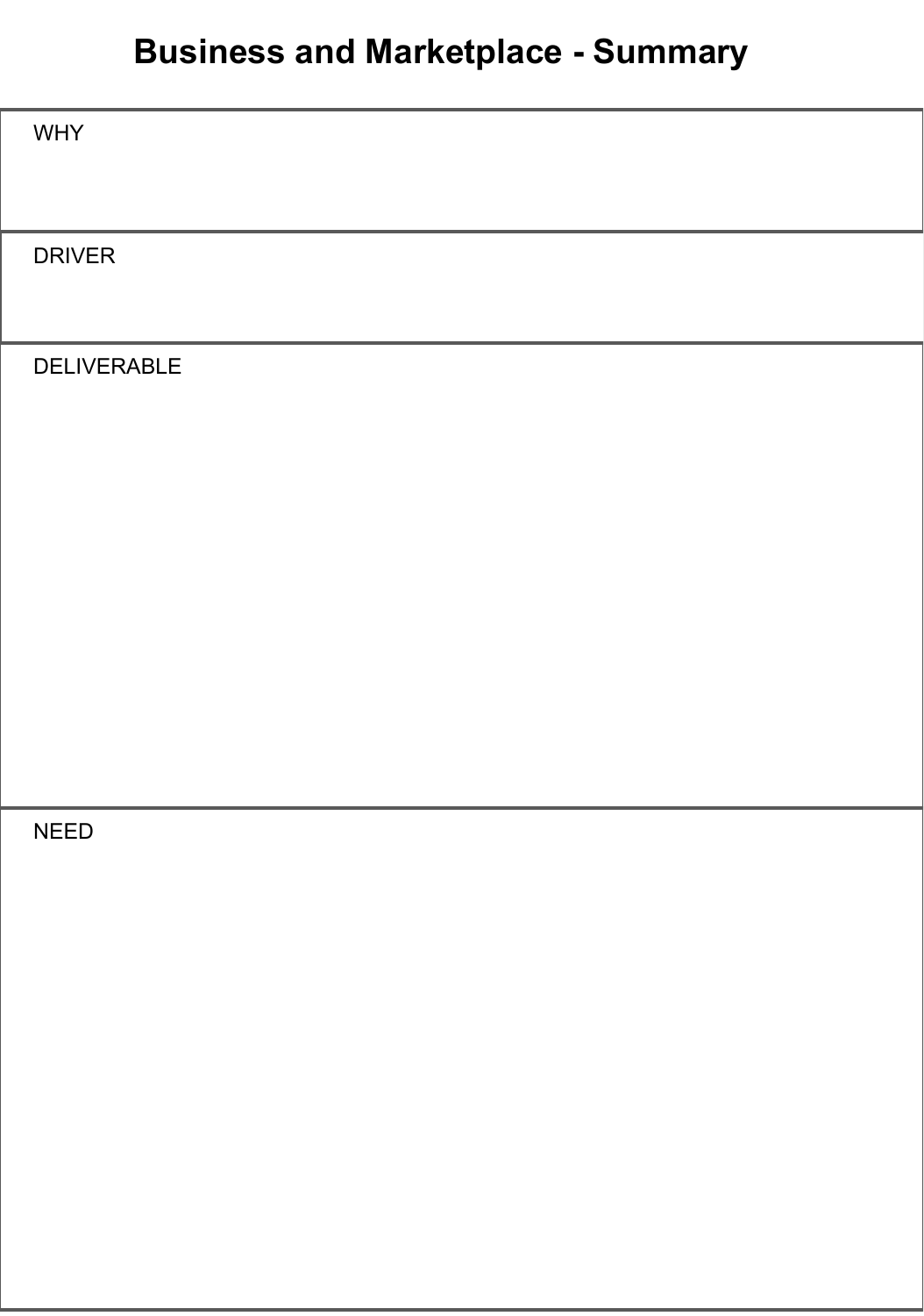# Business and Marketplace - Summary

| |
|---|
| WHY |
| DRIVER |
| DELIVERABLE |
| NEED |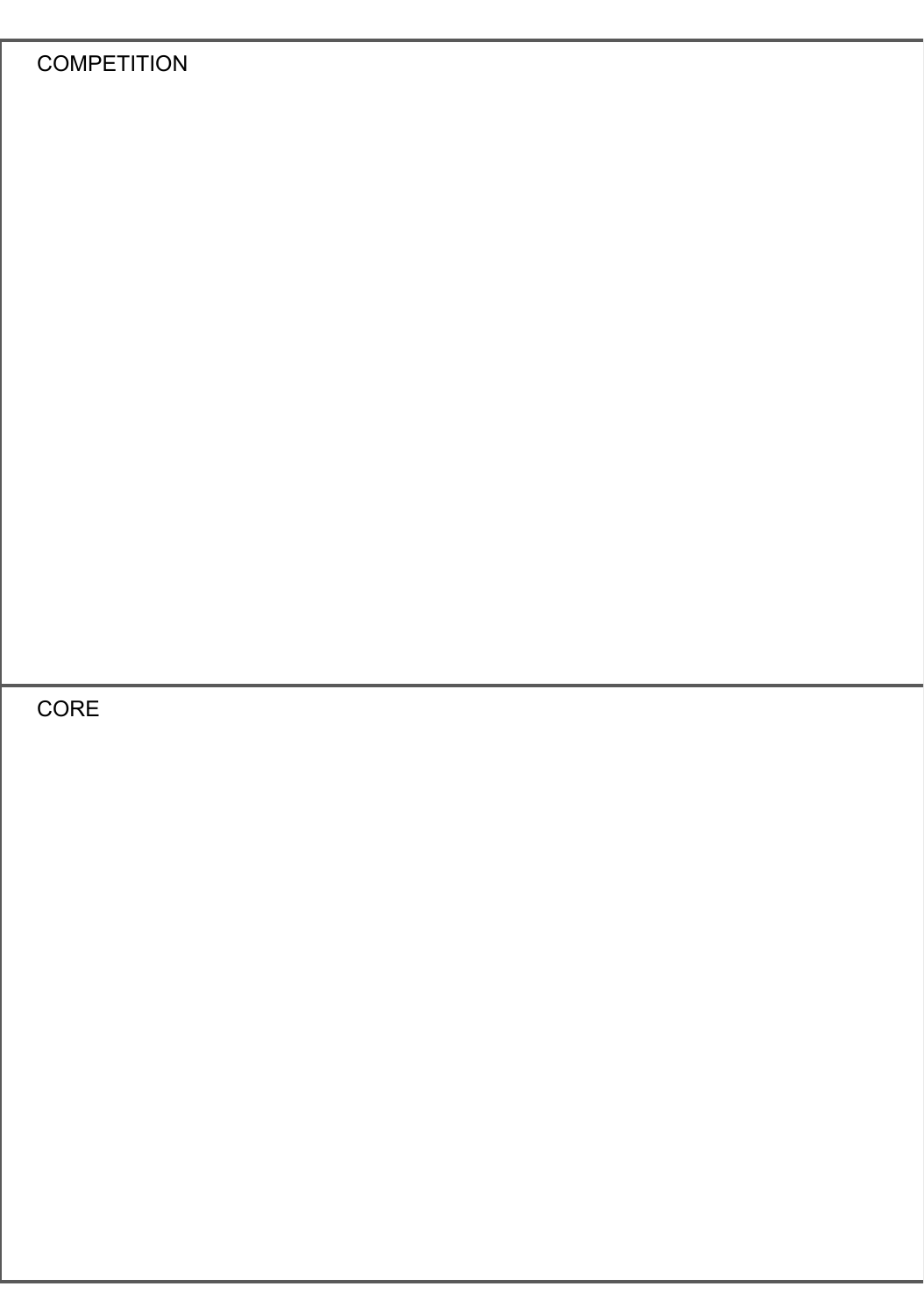COMPETITION

CORE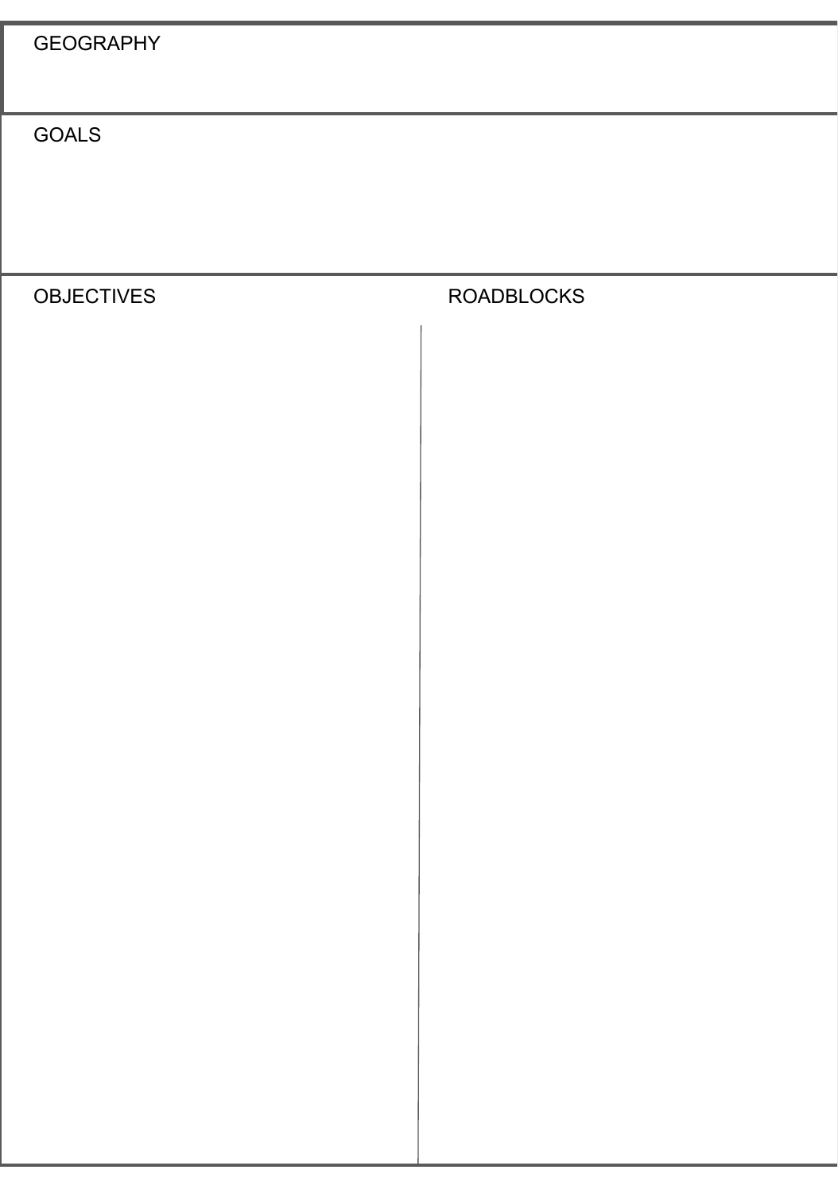GEOGRAPHY

GOALS

| OBJECTIVES | ROADBLOCKS |
| --- | --- |
| | |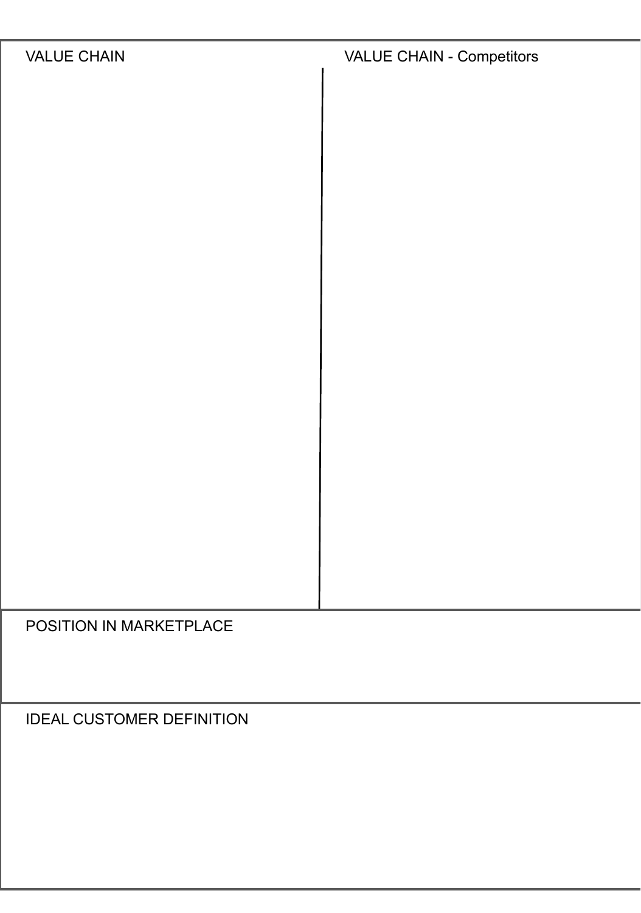| VALUE CHAIN | VALUE CHAIN - Competitors |
| --- | --- |
| | |

POSITION IN MARKETPLACE

IDEAL CUSTOMER DEFINITION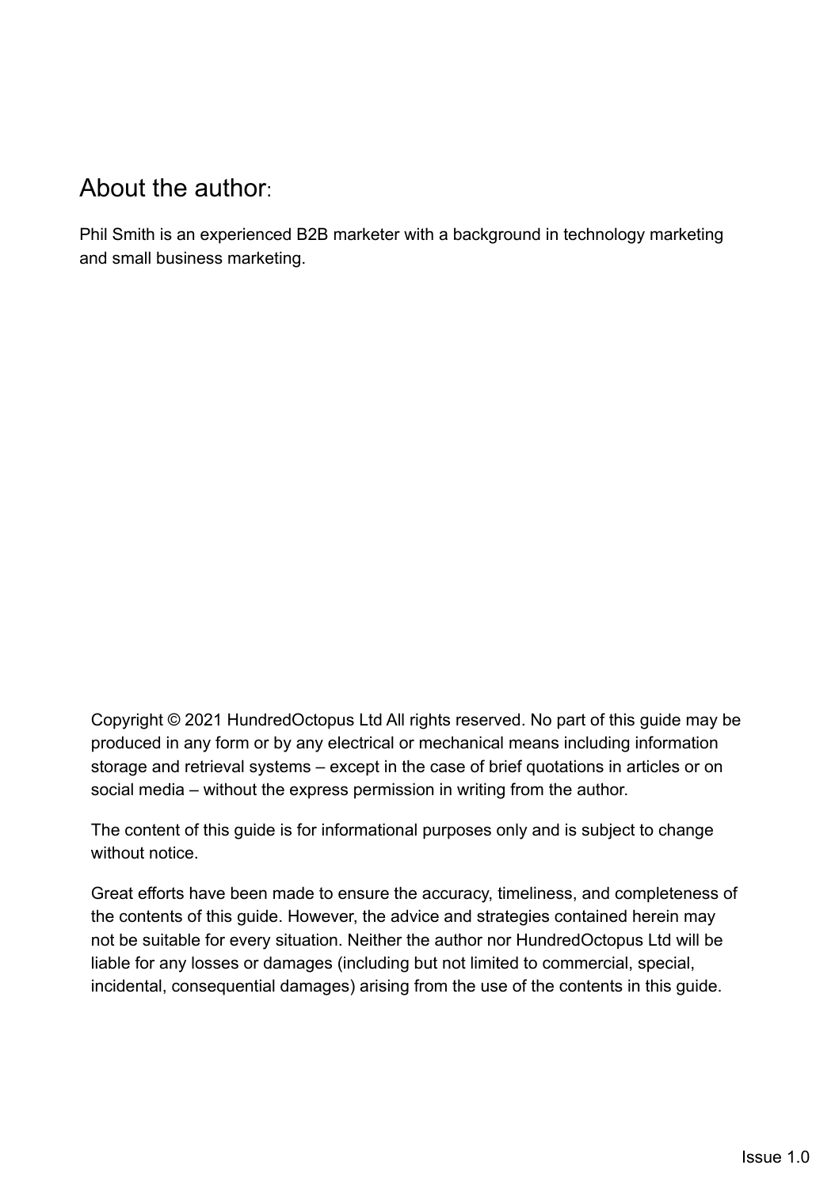## About the author:

Phil Smith is an experienced B2B marketer with a background in technology marketing and small business marketing.

Copyright © 2021 HundredOctopus Ltd All rights reserved. No part of this guide may be produced in any form or by any electrical or mechanical means including information storage and retrieval systems – except in the case of brief quotations in articles or on social media – without the express permission in writing from the author.

The content of this guide is for informational purposes only and is subject to change without notice.

Great efforts have been made to ensure the accuracy, timeliness, and completeness of the contents of this guide. However, the advice and strategies contained herein may not be suitable for every situation. Neither the author nor HundredOctopus Ltd will be liable for any losses or damages (including but not limited to commercial, special, incidental, consequential damages) arising from the use of the contents in this guide.

Issue 1.0